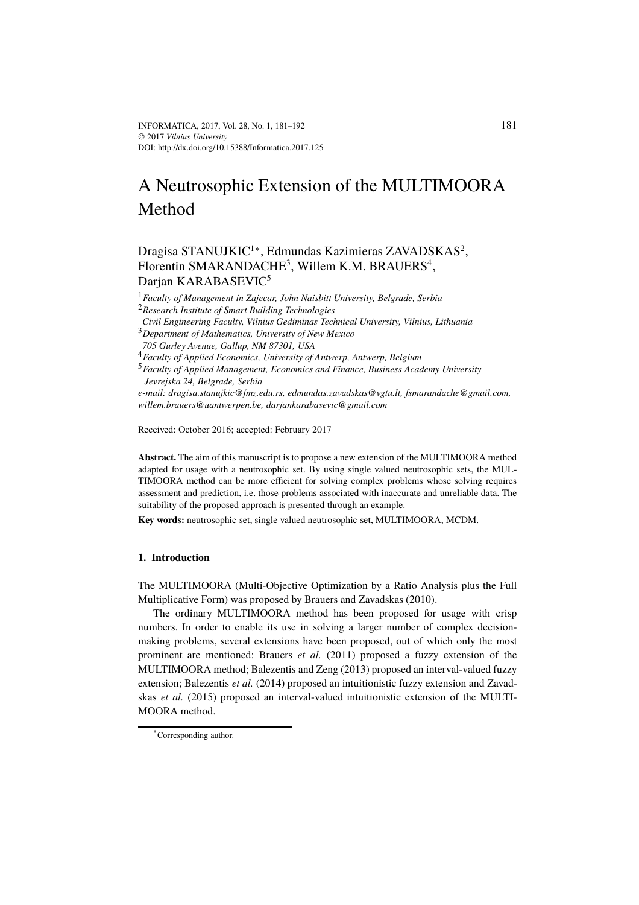# A Neutrosophic Extension of the MULTIMOORA Method

Dragisa STANUJKIC[1*], Edmundas Kazimieras ZAVADSKAS[2], Florentin SMARANDACHE[3], Willem K.M. BRAUERS[4], Darjan KARABASEVIC[5]

[1] *Faculty of Management in Zajecar, John Naisbitt University, Belgrade, Serbia*
[2] *Research Institute of Smart Building Technologies Civil Engineering Faculty, Vilnius Gediminas Technical University, Vilnius, Lithuania*
[3] *Department of Mathematics, University of New Mexico 705 Gurley Avenue, Gallup, NM 87301, USA*
[4] *Faculty of Applied Economics, University of Antwerp, Antwerp, Belgium*
[5] *Faculty of Applied Management, Economics and Finance, Business Academy University Jevrejska 24, Belgrade, Serbia*

*e-mail: dragisa.stanujkic@fmz.edu.rs, edmundas.zavadskas@vgtu.lt, fsmarandache@gmail.com, willem.brauers@uantwerpen.be, darjankarabasevic@gmail.com*

Received: October 2016; accepted: February 2017

**Abstract.** The aim of this manuscript is to propose a new extension of the MULTIMOORA method adapted for usage with a neutrosophic set. By using single valued neutrosophic sets, the MULTIMOORA method can be more efficient for solving complex problems whose solving requires assessment and prediction, i.e. those problems associated with inaccurate and unreliable data. The suitability of the proposed approach is presented through an example.

**Key words:** neutrosophic set, single valued neutrosophic set, MULTIMOORA, MCDM.

## 1. Introduction

The MULTIMOORA (Multi-Objective Optimization by a Ratio Analysis plus the Full Multiplicative Form) was proposed by Brauers and Zavadskas (2010).

The ordinary MULTIMOORA method has been proposed for usage with crisp numbers. In order to enable its use in solving a larger number of complex decision-making problems, several extensions have been proposed, out of which only the most prominent are mentioned: Brauers *et al.* (2011) proposed a fuzzy extension of the MULTIMOORA method; Balezentis and Zeng (2013) proposed an interval-valued fuzzy extension; Balezentis *et al.* (2014) proposed an intuitionistic fuzzy extension and Zavadskas *et al.* (2015) proposed an interval-valued intuitionistic extension of the MULTIMOORA method.

[*] Corresponding author.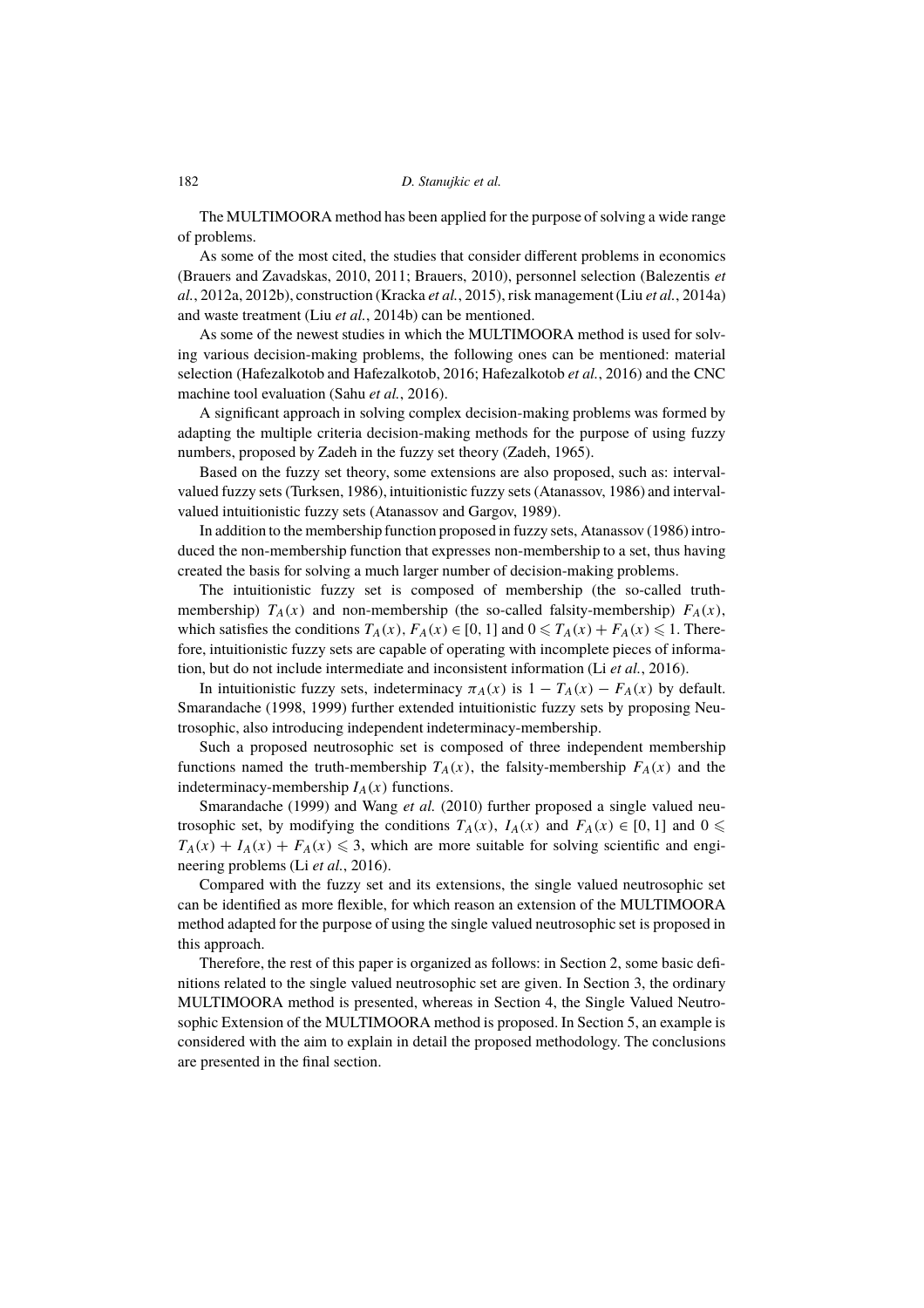The MULTIMOORA method has been applied for the purpose of solving a wide range of problems.

As some of the most cited, the studies that consider different problems in economics (Brauers and Zavadskas, 2010, 2011; Brauers, 2010), personnel selection (Balezentis *et al.*, 2012a, 2012b), construction (Kracka *et al.*, 2015), risk management (Liu *et al.*, 2014a) and waste treatment (Liu *et al.*, 2014b) can be mentioned.

As some of the newest studies in which the MULTIMOORA method is used for solving various decision-making problems, the following ones can be mentioned: material selection (Hafezalkotob and Hafezalkotob, 2016; Hafezalkotob *et al.*, 2016) and the CNC machine tool evaluation (Sahu *et al.*, 2016).

A significant approach in solving complex decision-making problems was formed by adapting the multiple criteria decision-making methods for the purpose of using fuzzy numbers, proposed by Zadeh in the fuzzy set theory (Zadeh, 1965).

Based on the fuzzy set theory, some extensions are also proposed, such as: interval-valued fuzzy sets (Turksen, 1986), intuitionistic fuzzy sets (Atanassov, 1986) and interval-valued intuitionistic fuzzy sets (Atanassov and Gargov, 1989).

In addition to the membership function proposed in fuzzy sets, Atanassov (1986) introduced the non-membership function that expresses non-membership to a set, thus having created the basis for solving a much larger number of decision-making problems.

The intuitionistic fuzzy set is composed of membership (the so-called truth-membership) $T_A(x)$ and non-membership (the so-called falsity-membership) $F_A(x)$, which satisfies the conditions $T_A(x), F_A(x) \in [0, 1]$ and $0 \leqslant T_A(x) + F_A(x) \leqslant 1$. Therefore, intuitionistic fuzzy sets are capable of operating with incomplete pieces of information, but do not include intermediate and inconsistent information (Li *et al.*, 2016).

In intuitionistic fuzzy sets, indeterminacy $\pi_A(x)$ is $1 - T_A(x) - F_A(x)$ by default. Smarandache (1998, 1999) further extended intuitionistic fuzzy sets by proposing Neutrosophic, also introducing independent indeterminacy-membership.

Such a proposed neutrosophic set is composed of three independent membership functions named the truth-membership $T_A(x)$, the falsity-membership $F_A(x)$ and the indeterminacy-membership $I_A(x)$ functions.

Smarandache (1999) and Wang *et al.* (2010) further proposed a single valued neutrosophic set, by modifying the conditions $T_A(x)$, $I_A(x)$ and $F_A(x) \in [0, 1]$ and $0 \leqslant T_A(x) + I_A(x) + F_A(x) \leqslant 3$, which are more suitable for solving scientific and engineering problems (Li *et al.*, 2016).

Compared with the fuzzy set and its extensions, the single valued neutrosophic set can be identified as more flexible, for which reason an extension of the MULTIMOORA method adapted for the purpose of using the single valued neutrosophic set is proposed in this approach.

Therefore, the rest of this paper is organized as follows: in Section 2, some basic definitions related to the single valued neutrosophic set are given. In Section 3, the ordinary MULTIMOORA method is presented, whereas in Section 4, the Single Valued Neutrosophic Extension of the MULTIMOORA method is proposed. In Section 5, an example is considered with the aim to explain in detail the proposed methodology. The conclusions are presented in the final section.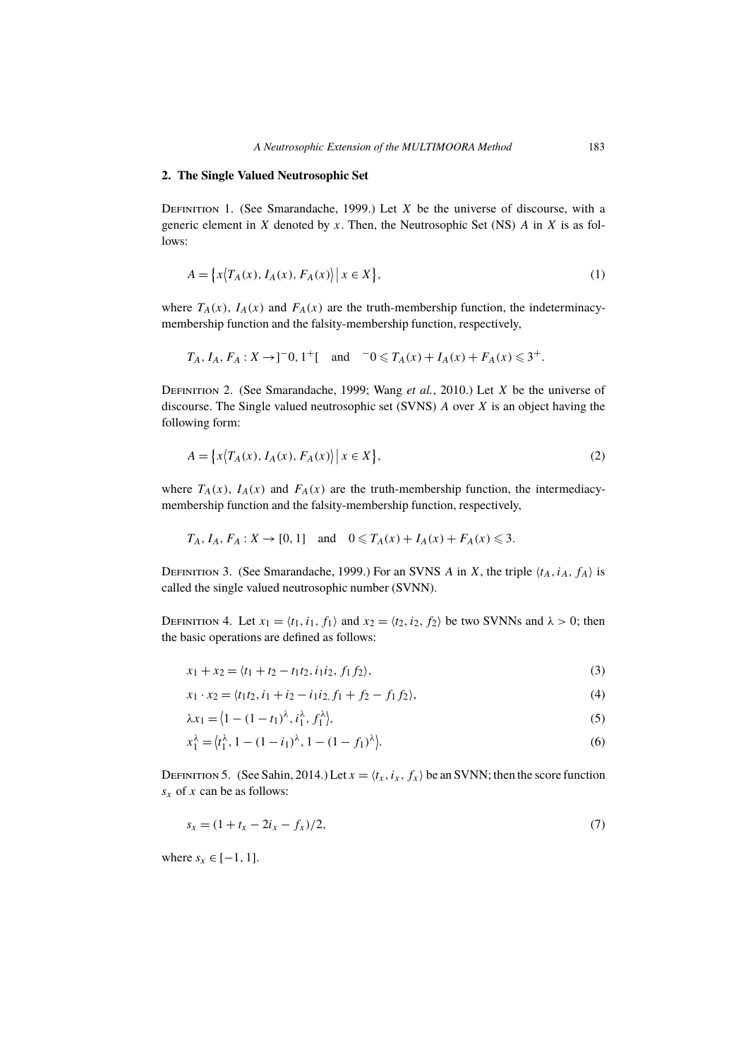## 2. The Single Valued Neutrosophic Set

DEFINITION 1. (See Smarandache, 1999.) Let $X$ be the universe of discourse, with a generic element in $X$ denoted by $x$. Then, the Neutrosophic Set (NS) $A$ in $X$ is as follows:

$$A = \{x\langle T_A(x), I_A(x), F_A(x)\rangle \mid x \in X\}, \tag{1}$$

where $T_A(x)$, $I_A(x)$ and $F_A(x)$ are the truth-membership function, the indeterminacy-membership function and the falsity-membership function, respectively,

$$T_A, I_A, F_A : X \to ]^-0, 1^+[ \quad \text{and} \quad ^-0 \leqslant T_A(x) + I_A(x) + F_A(x) \leqslant 3^+.$$

DEFINITION 2. (See Smarandache, 1999; Wang *et al.*, 2010.) Let $X$ be the universe of discourse. The Single valued neutrosophic set (SVNS) $A$ over $X$ is an object having the following form:

$$A = \{x\langle T_A(x), I_A(x), F_A(x)\rangle \mid x \in X\}, \tag{2}$$

where $T_A(x)$, $I_A(x)$ and $F_A(x)$ are the truth-membership function, the intermediacy-membership function and the falsity-membership function, respectively,

$$T_A, I_A, F_A : X \to [0, 1] \quad \text{and} \quad 0 \leqslant T_A(x) + I_A(x) + F_A(x) \leqslant 3.$$

DEFINITION 3. (See Smarandache, 1999.) For an SVNS $A$ in $X$, the triple $\langle t_A, i_A, f_A\rangle$ is called the single valued neutrosophic number (SVNN).

DEFINITION 4. Let $x_1 = \langle t_1, i_1, f_1\rangle$ and $x_2 = \langle t_2, i_2, f_2\rangle$ be two SVNNs and $\lambda > 0$; then the basic operations are defined as follows:

$$x_1 + x_2 = \langle t_1 + t_2 - t_1 t_2, i_1 i_2, f_1 f_2\rangle, \tag{3}$$

$$x_1 \cdot x_2 = \langle t_1 t_2, i_1 + i_2 - i_1 i_2, f_1 + f_2 - f_1 f_2\rangle, \tag{4}$$

$$\lambda x_1 = \langle 1 - (1 - t_1)^\lambda, i_1^\lambda, f_1^\lambda\rangle, \tag{5}$$

$$x_1^\lambda = \langle t_1^\lambda, 1 - (1 - i_1)^\lambda, 1 - (1 - f_1)^\lambda\rangle. \tag{6}$$

DEFINITION 5. (See Sahin, 2014.) Let $x = \langle t_x, i_x, f_x\rangle$ be an SVNN; then the score function $s_x$ of $x$ can be as follows:

$$s_x = (1 + t_x - 2i_x - f_x)/2, \tag{7}$$

where $s_x \in [-1, 1]$.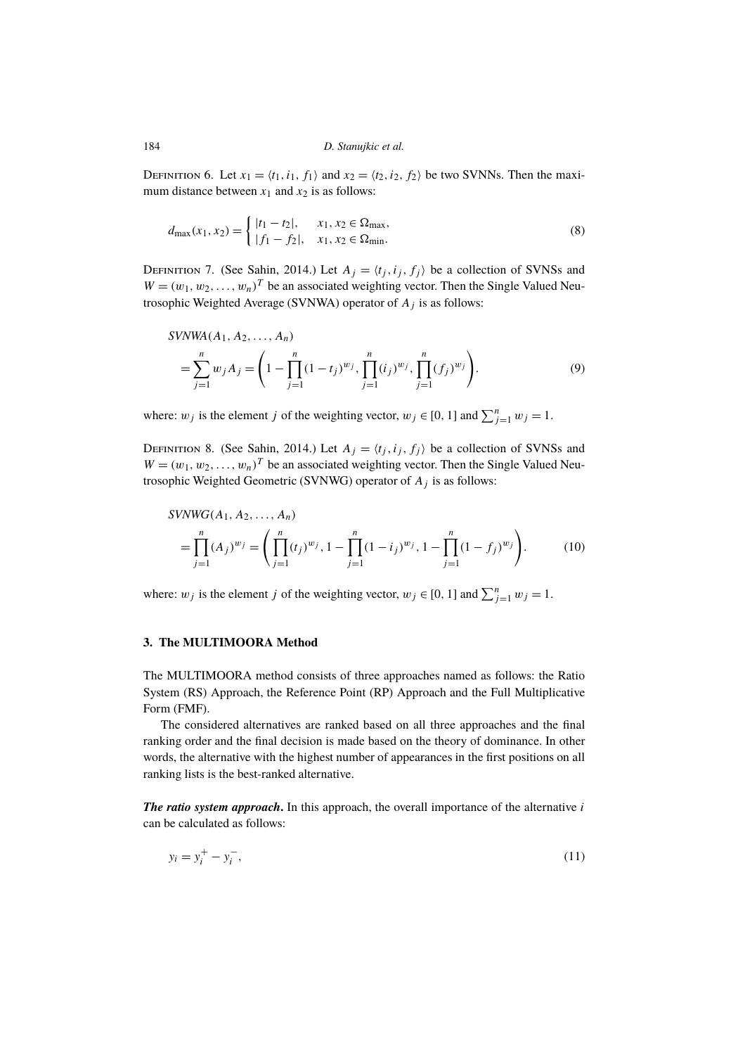Definition 6. Let $x_1 = \langle t_1, i_1, f_1 \rangle$ and $x_2 = \langle t_2, i_2, f_2 \rangle$ be two SVNNs. Then the maximum distance between $x_1$ and $x_2$ is as follows:

$$d_{\max}(x_1, x_2) = \begin{cases} |t_1 - t_2|, & x_1, x_2 \in \Omega_{\max}, \\ |f_1 - f_2|, & x_1, x_2 \in \Omega_{\min}. \end{cases} \tag{8}$$

Definition 7. (See Sahin, 2014.) Let $A_j = \langle t_j, i_j, f_j \rangle$ be a collection of SVNSs and $W = (w_1, w_2, \ldots, w_n)^T$ be an associated weighting vector. Then the Single Valued Neutrosophic Weighted Average (SVNWA) operator of $A_j$ is as follows:

$$SVNWA(A_1, A_2, \ldots, A_n) = \sum_{j=1}^{n} w_j A_j = \left(1 - \prod_{j=1}^{n} (1 - t_j)^{w_j}, \prod_{j=1}^{n} (i_j)^{w_j}, \prod_{j=1}^{n} (f_j)^{w_j}\right). \tag{9}$$

where: $w_j$ is the element $j$ of the weighting vector, $w_j \in [0, 1]$ and $\sum_{j=1}^{n} w_j = 1$.

Definition 8. (See Sahin, 2014.) Let $A_j = \langle t_j, i_j, f_j \rangle$ be a collection of SVNSs and $W = (w_1, w_2, \ldots, w_n)^T$ be an associated weighting vector. Then the Single Valued Neutrosophic Weighted Geometric (SVNWG) operator of $A_j$ is as follows:

$$SVNWG(A_1, A_2, \ldots, A_n) = \prod_{j=1}^{n} (A_j)^{w_j} = \left(\prod_{j=1}^{n} (t_j)^{w_j}, 1 - \prod_{j=1}^{n} (1 - i_j)^{w_j}, 1 - \prod_{j=1}^{n} (1 - f_j)^{w_j}\right). \tag{10}$$

where: $w_j$ is the element $j$ of the weighting vector, $w_j \in [0, 1]$ and $\sum_{j=1}^{n} w_j = 1$.

## 3. The MULTIMOORA Method

The MULTIMOORA method consists of three approaches named as follows: the Ratio System (RS) Approach, the Reference Point (RP) Approach and the Full Multiplicative Form (FMF).

The considered alternatives are ranked based on all three approaches and the final ranking order and the final decision is made based on the theory of dominance. In other words, the alternative with the highest number of appearances in the first positions on all ranking lists is the best-ranked alternative.

***The ratio system approach***. In this approach, the overall importance of the alternative $i$ can be calculated as follows:

$$y_i = y_i^+ - y_i^-, \tag{11}$$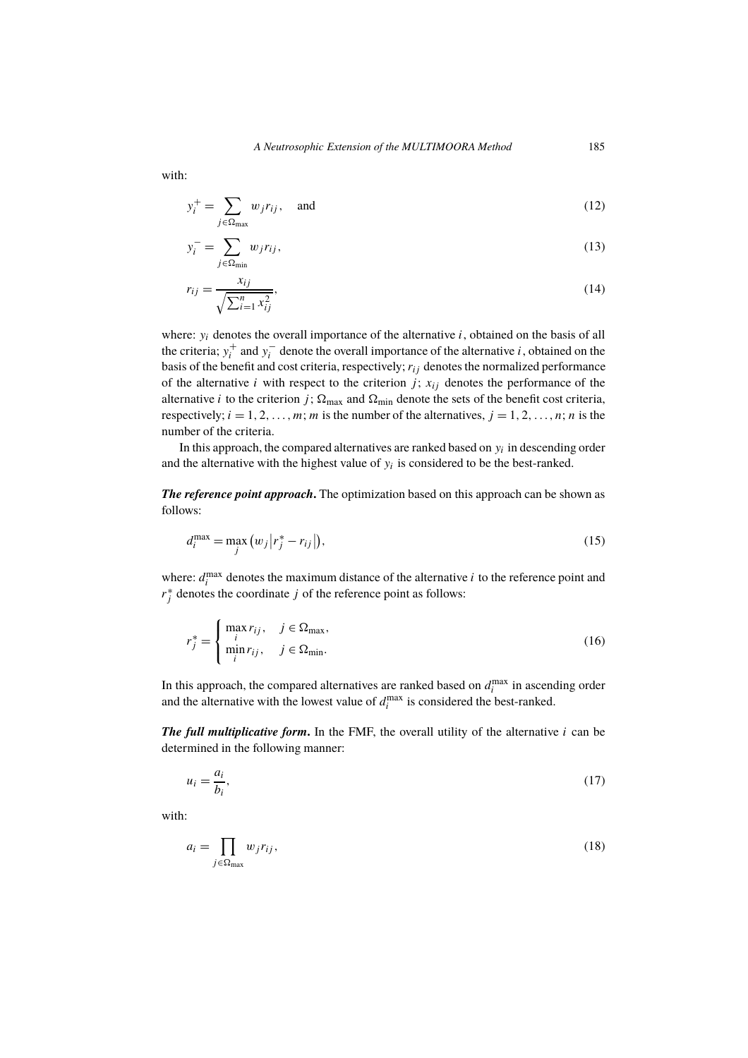with:

$$y_i^+ = \sum_{j \in \Omega_{\max}} w_j r_{ij}, \quad \text{and} \tag{12}$$

$$y_i^- = \sum_{j \in \Omega_{\min}} w_j r_{ij}, \tag{13}$$

$$r_{ij} = \frac{x_{ij}}{\sqrt{\sum_{i=1}^{n} x_{ij}^2}}, \tag{14}$$

where: $y_i$ denotes the overall importance of the alternative $i$, obtained on the basis of all the criteria; $y_i^+$ and $y_i^-$ denote the overall importance of the alternative $i$, obtained on the basis of the benefit and cost criteria, respectively; $r_{ij}$ denotes the normalized performance of the alternative $i$ with respect to the criterion $j$; $x_{ij}$ denotes the performance of the alternative $i$ to the criterion $j$; $\Omega_{\max}$ and $\Omega_{\min}$ denote the sets of the benefit cost criteria, respectively; $i = 1, 2, \dots, m$; $m$ is the number of the alternatives, $j = 1, 2, \dots, n$; $n$ is the number of the criteria.

In this approach, the compared alternatives are ranked based on $y_i$ in descending order and the alternative with the highest value of $y_i$ is considered to be the best-ranked.

***The reference point approach*.** The optimization based on this approach can be shown as follows:

$$d_i^{\max} = \max_j \left( w_j \left| r_j^* - r_{ij} \right| \right), \tag{15}$$

where: $d_i^{\max}$ denotes the maximum distance of the alternative $i$ to the reference point and $r_j^*$ denotes the coordinate $j$ of the reference point as follows:

$$r_j^* = \begin{cases} \max\limits_i r_{ij}, & j \in \Omega_{\max}, \\ \min\limits_i r_{ij}, & j \in \Omega_{\min}. \end{cases} \tag{16}$$

In this approach, the compared alternatives are ranked based on $d_i^{\max}$ in ascending order and the alternative with the lowest value of $d_i^{\max}$ is considered the best-ranked.

***The full multiplicative form*.** In the FMF, the overall utility of the alternative $i$ can be determined in the following manner:

$$u_i = \frac{a_i}{b_i}, \tag{17}$$

with:

$$a_i = \prod_{j \in \Omega_{\max}} w_j r_{ij}, \tag{18}$$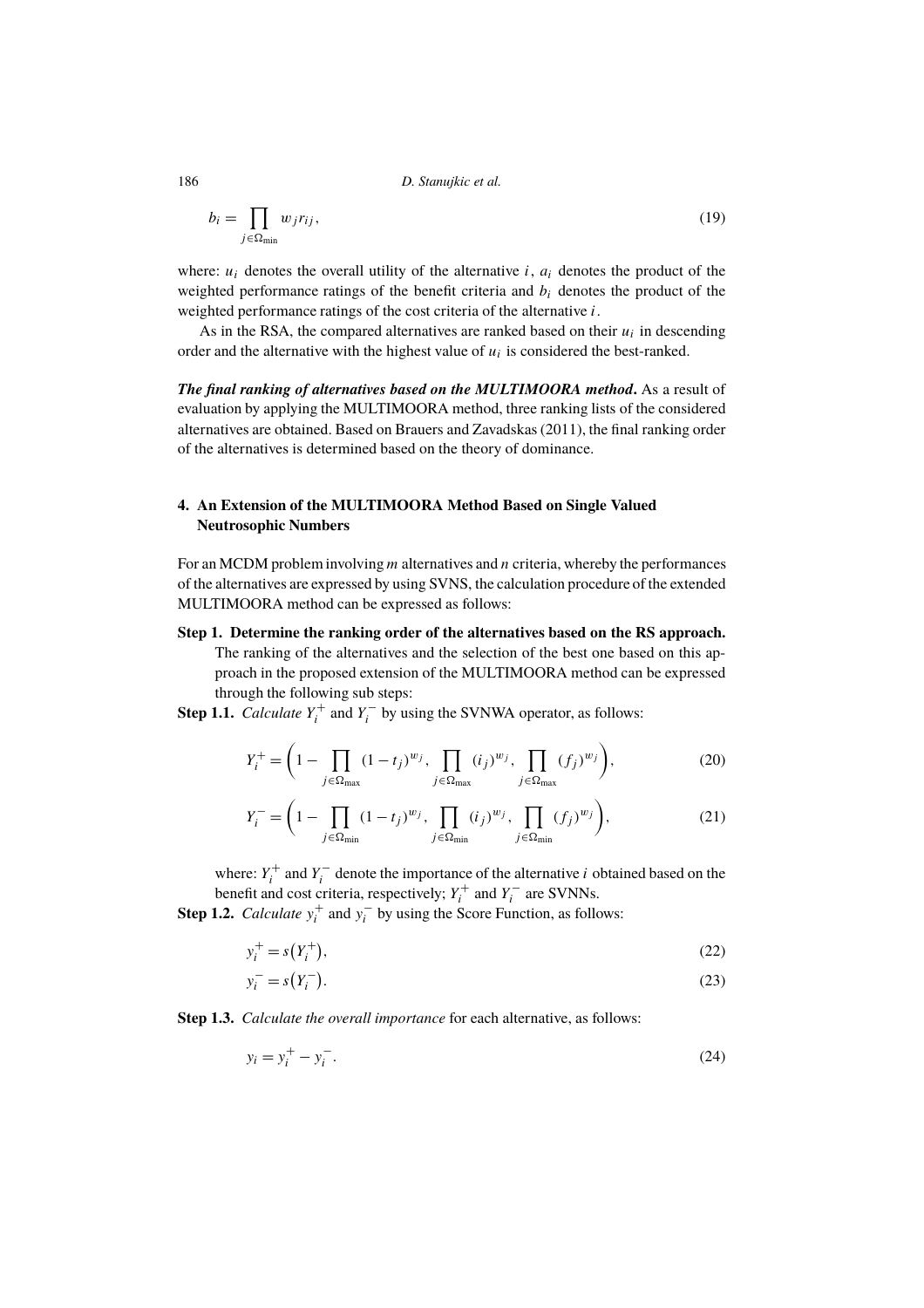$$b_i = \prod_{j \in \Omega_{\min}} w_j r_{ij}, \tag{19}$$

where: $u_i$ denotes the overall utility of the alternative $i$, $a_i$ denotes the product of the weighted performance ratings of the benefit criteria and $b_i$ denotes the product of the weighted performance ratings of the cost criteria of the alternative $i$.

As in the RSA, the compared alternatives are ranked based on their $u_i$ in descending order and the alternative with the highest value of $u_i$ is considered the best-ranked.

***The final ranking of alternatives based on the MULTIMOORA method*.** As a result of evaluation by applying the MULTIMOORA method, three ranking lists of the considered alternatives are obtained. Based on Brauers and Zavadskas (2011), the final ranking order of the alternatives is determined based on the theory of dominance.

## 4. An Extension of the MULTIMOORA Method Based on Single Valued Neutrosophic Numbers

For an MCDM problem involving $m$ alternatives and $n$ criteria, whereby the performances of the alternatives are expressed by using SVNS, the calculation procedure of the extended MULTIMOORA method can be expressed as follows:

**Step 1. Determine the ranking order of the alternatives based on the RS approach.** The ranking of the alternatives and the selection of the best one based on this approach in the proposed extension of the MULTIMOORA method can be expressed through the following sub steps:

**Step 1.1.** *Calculate* $Y_i^+$ and $Y_i^-$ by using the SVNWA operator, as follows:

$$Y_i^+ = \left(1 - \prod_{j \in \Omega_{\max}} (1 - t_j)^{w_j}, \prod_{j \in \Omega_{\max}} (i_j)^{w_j}, \prod_{j \in \Omega_{\max}} (f_j)^{w_j}\right), \tag{20}$$

$$Y_i^- = \left(1 - \prod_{j \in \Omega_{\min}} (1 - t_j)^{w_j}, \prod_{j \in \Omega_{\min}} (i_j)^{w_j}, \prod_{j \in \Omega_{\min}} (f_j)^{w_j}\right), \tag{21}$$

where: $Y_i^+$ and $Y_i^-$ denote the importance of the alternative $i$ obtained based on the benefit and cost criteria, respectively; $Y_i^+$ and $Y_i^-$ are SVNNs.

**Step 1.2.** *Calculate* $y_i^+$ and $y_i^-$ by using the Score Function, as follows:

$$y_i^+ = s(Y_i^+), \tag{22}$$

$$y_i^- = s(Y_i^-). \tag{23}$$

**Step 1.3.** *Calculate the overall importance* for each alternative, as follows:

$$y_i = y_i^+ - y_i^-. \tag{24}$$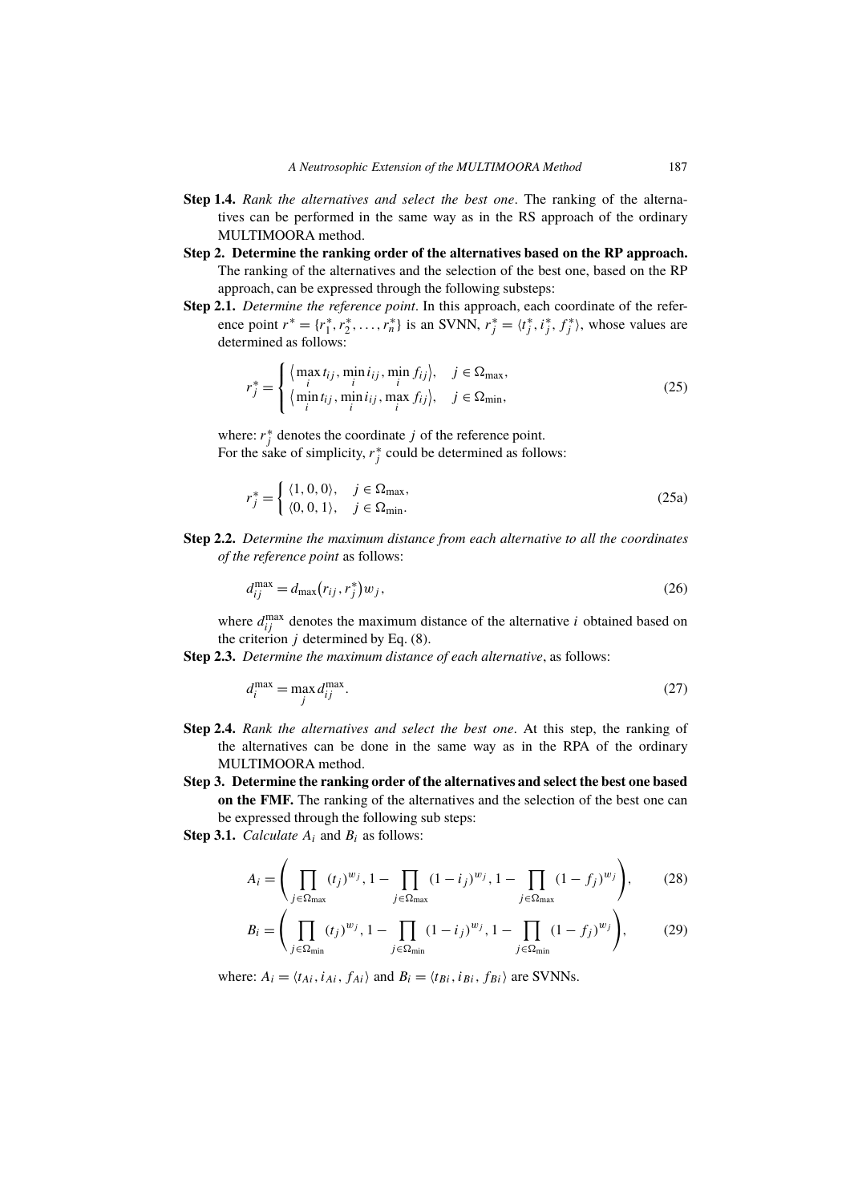**Step 1.4.** *Rank the alternatives and select the best one*. The ranking of the alternatives can be performed in the same way as in the RS approach of the ordinary MULTIMOORA method.

**Step 2. Determine the ranking order of the alternatives based on the RP approach.** The ranking of the alternatives and the selection of the best one, based on the RP approach, can be expressed through the following substeps:

**Step 2.1.** *Determine the reference point*. In this approach, each coordinate of the reference point $r^* = \{r_1^*, r_2^*, \ldots, r_n^*\}$ is an SVNN, $r_j^* = \langle t_j^*, i_j^*, f_j^*\rangle$, whose values are determined as follows:

$$r_j^* = \begin{cases} \langle \max\limits_i t_{ij}, \min\limits_i i_{ij}, \min\limits_i f_{ij}\rangle, & j \in \Omega_{\max}, \\ \langle \min\limits_i t_{ij}, \min\limits_i i_{ij}, \max\limits_i f_{ij}\rangle, & j \in \Omega_{\min}, \end{cases} \tag{25}$$

where: $r_j^*$ denotes the coordinate $j$ of the reference point.
For the sake of simplicity, $r_j^*$ could be determined as follows:

$$r_j^* = \begin{cases} \langle 1, 0, 0\rangle, & j \in \Omega_{\max}, \\ \langle 0, 0, 1\rangle, & j \in \Omega_{\min}. \end{cases} \tag{25a}$$

**Step 2.2.** *Determine the maximum distance from each alternative to all the coordinates of the reference point* as follows:

$$d_{ij}^{\max} = d_{\max}(r_{ij}, r_j^*) w_j, \tag{26}$$

where $d_{ij}^{\max}$ denotes the maximum distance of the alternative $i$ obtained based on the criterion $j$ determined by Eq. (8).

**Step 2.3.** *Determine the maximum distance of each alternative*, as follows:

$$d_i^{\max} = \max_j d_{ij}^{\max}. \tag{27}$$

**Step 2.4.** *Rank the alternatives and select the best one*. At this step, the ranking of the alternatives can be done in the same way as in the RPA of the ordinary MULTIMOORA method.

**Step 3. Determine the ranking order of the alternatives and select the best one based on the FMF.** The ranking of the alternatives and the selection of the best one can be expressed through the following sub steps:

**Step 3.1.** *Calculate $A_i$ and $B_i$ as follows:*

$$A_i = \left( \prod_{j\in\Omega_{\max}} (t_j)^{w_j}, 1 - \prod_{j\in\Omega_{\max}} (1 - i_j)^{w_j}, 1 - \prod_{j\in\Omega_{\max}} (1 - f_j)^{w_j} \right), \tag{28}$$

$$B_i = \left( \prod_{j\in\Omega_{\min}} (t_j)^{w_j}, 1 - \prod_{j\in\Omega_{\min}} (1 - i_j)^{w_j}, 1 - \prod_{j\in\Omega_{\min}} (1 - f_j)^{w_j} \right), \tag{29}$$

where: $A_i = \langle t_{Ai}, i_{Ai}, f_{Ai}\rangle$ and $B_i = \langle t_{Bi}, i_{Bi}, f_{Bi}\rangle$ are SVNNs.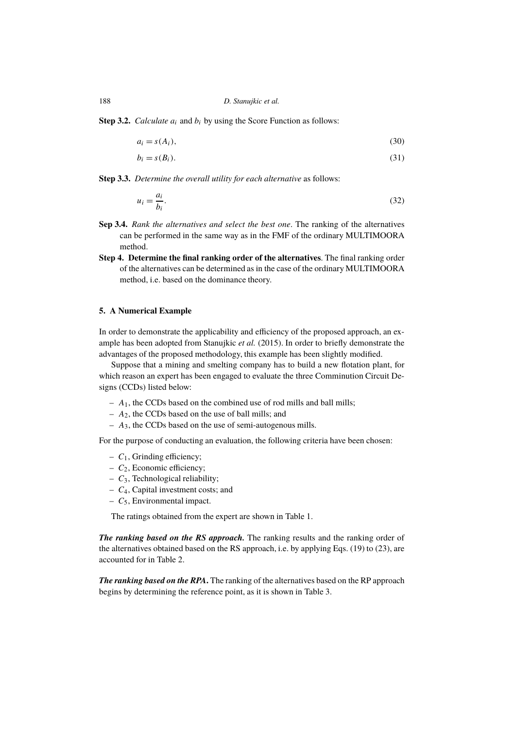**Step 3.2.** *Calculate* $a_i$ and $b_i$ by using the Score Function as follows:

$$a_i = s(A_i), \tag{30}$$

$$b_i = s(B_i). \tag{31}$$

**Step 3.3.** *Determine the overall utility for each alternative* as follows:

$$u_i = \frac{a_i}{b_i}. \tag{32}$$

**Sep 3.4.** *Rank the alternatives and select the best one*. The ranking of the alternatives can be performed in the same way as in the FMF of the ordinary MULTIMOORA method.

**Step 4. Determine the final ranking order of the alternatives**. The final ranking order of the alternatives can be determined as in the case of the ordinary MULTIMOORA method, i.e. based on the dominance theory.

## 5. A Numerical Example

In order to demonstrate the applicability and efficiency of the proposed approach, an example has been adopted from Stanujkic *et al.* (2015). In order to briefly demonstrate the advantages of the proposed methodology, this example has been slightly modified.

Suppose that a mining and smelting company has to build a new flotation plant, for which reason an expert has been engaged to evaluate the three Comminution Circuit Designs (CCDs) listed below:

- $A_1$, the CCDs based on the combined use of rod mills and ball mills;
- $A_2$, the CCDs based on the use of ball mills; and
- $A_3$, the CCDs based on the use of semi-autogenous mills.

For the purpose of conducting an evaluation, the following criteria have been chosen:

- $C_1$, Grinding efficiency;
- $C_2$, Economic efficiency;
- $C_3$, Technological reliability;
- $C_4$, Capital investment costs; and
- $C_5$, Environmental impact.

The ratings obtained from the expert are shown in Table 1.

***The ranking based on the RS approach.*** The ranking results and the ranking order of the alternatives obtained based on the RS approach, i.e. by applying Eqs. (19) to (23), are accounted for in Table 2.

***The ranking based on the RPA.*** The ranking of the alternatives based on the RP approach begins by determining the reference point, as it is shown in Table 3.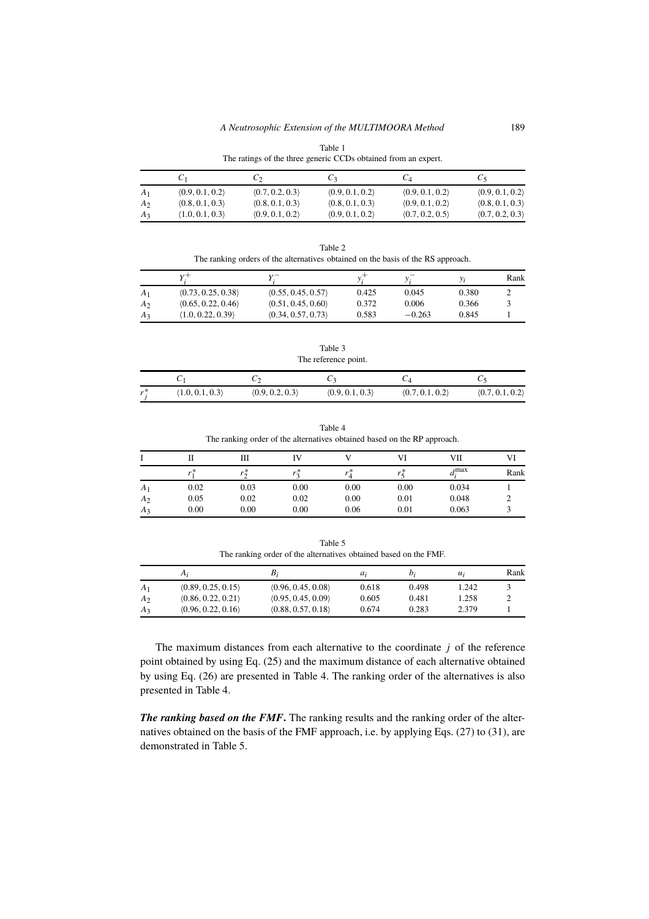Table 1
The ratings of the three generic CCDs obtained from an expert.

| | $C_1$ | $C_2$ | $C_3$ | $C_4$ | $C_5$ |
|---|---|---|---|---|---|
| $A_1$ | $\langle 0.9, 0.1, 0.2\rangle$ | $\langle 0.7, 0.2, 0.3\rangle$ | $\langle 0.9, 0.1, 0.2\rangle$ | $\langle 0.9, 0.1, 0.2\rangle$ | $\langle 0.9, 0.1, 0.2\rangle$ |
| $A_2$ | $\langle 0.8, 0.1, 0.3\rangle$ | $\langle 0.8, 0.1, 0.3\rangle$ | $\langle 0.8, 0.1, 0.3\rangle$ | $\langle 0.9, 0.1, 0.2\rangle$ | $\langle 0.8, 0.1, 0.3\rangle$ |
| $A_3$ | $\langle 1.0, 0.1, 0.3\rangle$ | $\langle 0.9, 0.1, 0.2\rangle$ | $\langle 0.9, 0.1, 0.2\rangle$ | $\langle 0.7, 0.2, 0.5\rangle$ | $\langle 0.7, 0.2, 0.3\rangle$ |

Table 2
The ranking orders of the alternatives obtained on the basis of the RS approach.

| | $Y_i^+$ | $Y_i^-$ | $y_i^+$ | $y_i^-$ | $y_i$ | Rank |
|---|---|---|---|---|---|---|
| $A_1$ | $\langle 0.73, 0.25, 0.38\rangle$ | $\langle 0.55, 0.45, 0.57\rangle$ | 0.425 | 0.045 | 0.380 | 2 |
| $A_2$ | $\langle 0.65, 0.22, 0.46\rangle$ | $\langle 0.51, 0.45, 0.60\rangle$ | 0.372 | 0.006 | 0.366 | 3 |
| $A_3$ | $\langle 1.0, 0.22, 0.39\rangle$ | $\langle 0.34, 0.57, 0.73\rangle$ | 0.583 | $-0.263$ | 0.845 | 1 |

Table 3
The reference point.

| | $C_1$ | $C_2$ | $C_3$ | $C_4$ | $C_5$ |
|---|---|---|---|---|---|
| $r_j^*$ | $\langle 1.0, 0.1, 0.3\rangle$ | $\langle 0.9, 0.2, 0.3\rangle$ | $\langle 0.9, 0.1, 0.3\rangle$ | $\langle 0.7, 0.1, 0.2\rangle$ | $\langle 0.7, 0.1, 0.2\rangle$ |

Table 4
The ranking order of the alternatives obtained based on the RP approach.

| I | II | III | IV | V | VI | VII | VI |
|---|---|---|---|---|---|---|---|
| | $r_1^*$ | $r_2^*$ | $r_3^*$ | $r_4^*$ | $r_5^*$ | $d_i^{\max}$ | Rank |
| $A_1$ | 0.02 | 0.03 | 0.00 | 0.00 | 0.00 | 0.034 | 1 |
| $A_2$ | 0.05 | 0.02 | 0.02 | 0.00 | 0.01 | 0.048 | 2 |
| $A_3$ | 0.00 | 0.00 | 0.00 | 0.06 | 0.01 | 0.063 | 3 |

Table 5
The ranking order of the alternatives obtained based on the FMF.

| | $A_i$ | $B_i$ | $a_i$ | $b_i$ | $u_i$ | Rank |
|---|---|---|---|---|---|---|
| $A_1$ | $\langle 0.89, 0.25, 0.15\rangle$ | $\langle 0.96, 0.45, 0.08\rangle$ | 0.618 | 0.498 | 1.242 | 3 |
| $A_2$ | $\langle 0.86, 0.22, 0.21\rangle$ | $\langle 0.95, 0.45, 0.09\rangle$ | 0.605 | 0.481 | 1.258 | 2 |
| $A_3$ | $\langle 0.96, 0.22, 0.16\rangle$ | $\langle 0.88, 0.57, 0.18\rangle$ | 0.674 | 0.283 | 2.379 | 1 |

The maximum distances from each alternative to the coordinate $j$ of the reference point obtained by using Eq. (25) and the maximum distance of each alternative obtained by using Eq. (26) are presented in Table 4. The ranking order of the alternatives is also presented in Table 4.

***The ranking based on the FMF.*** The ranking results and the ranking order of the alternatives obtained on the basis of the FMF approach, i.e. by applying Eqs. (27) to (31), are demonstrated in Table 5.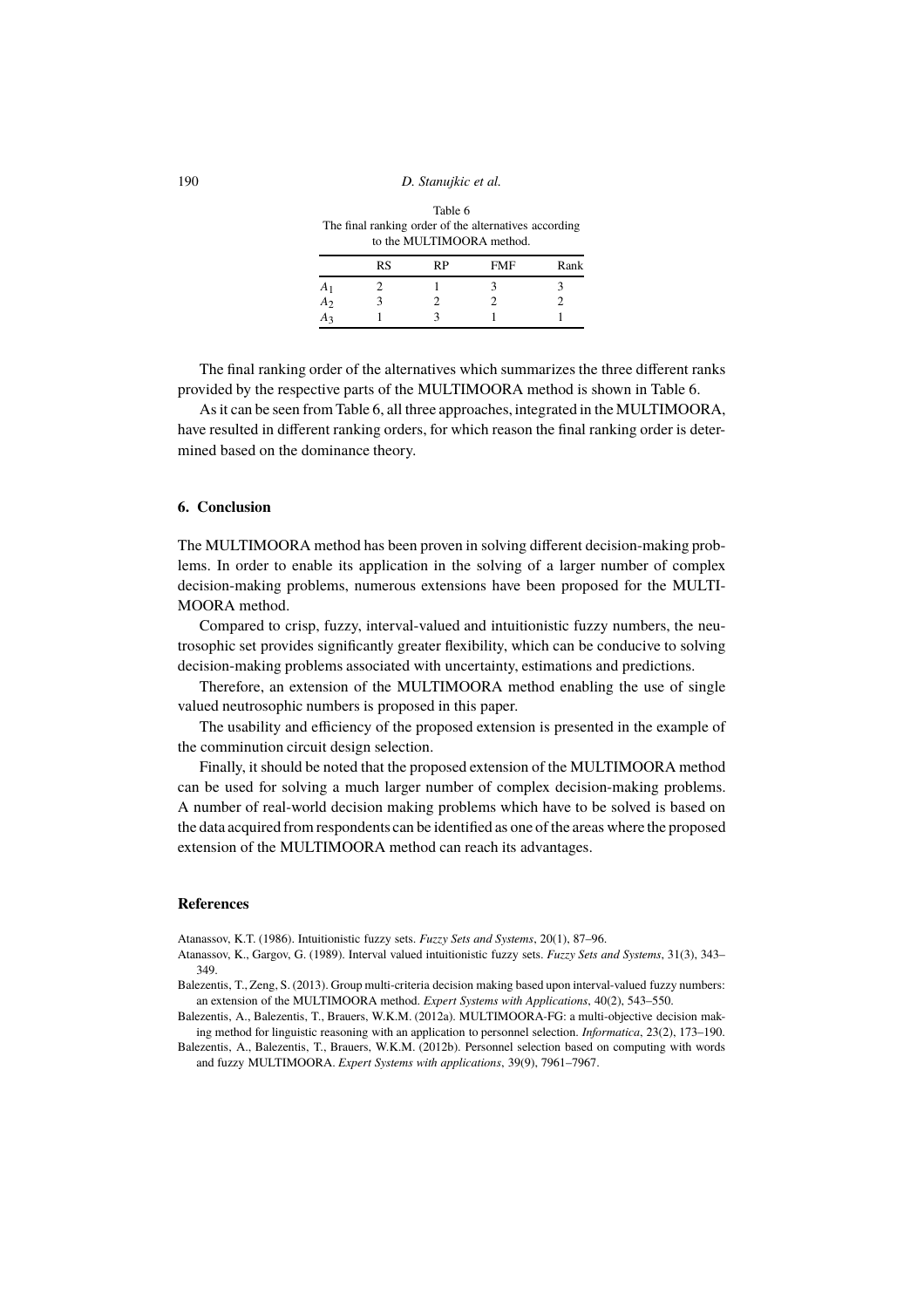Table 6
The final ranking order of the alternatives according to the MULTIMOORA method.

| | RS | RP | FMF | Rank |
|---|---|---|---|---|
| $A_1$ | 2 | 1 | 3 | 3 |
| $A_2$ | 3 | 2 | 2 | 2 |
| $A_3$ | 1 | 3 | 1 | 1 |

The final ranking order of the alternatives which summarizes the three different ranks provided by the respective parts of the MULTIMOORA method is shown in Table 6.

As it can be seen from Table 6, all three approaches, integrated in the MULTIMOORA, have resulted in different ranking orders, for which reason the final ranking order is determined based on the dominance theory.

## 6. Conclusion

The MULTIMOORA method has been proven in solving different decision-making problems. In order to enable its application in the solving of a larger number of complex decision-making problems, numerous extensions have been proposed for the MULTIMOORA method.

Compared to crisp, fuzzy, interval-valued and intuitionistic fuzzy numbers, the neutrosophic set provides significantly greater flexibility, which can be conducive to solving decision-making problems associated with uncertainty, estimations and predictions.

Therefore, an extension of the MULTIMOORA method enabling the use of single valued neutrosophic numbers is proposed in this paper.

The usability and efficiency of the proposed extension is presented in the example of the comminution circuit design selection.

Finally, it should be noted that the proposed extension of the MULTIMOORA method can be used for solving a much larger number of complex decision-making problems. A number of real-world decision making problems which have to be solved is based on the data acquired from respondents can be identified as one of the areas where the proposed extension of the MULTIMOORA method can reach its advantages.

## References

Atanassov, K.T. (1986). Intuitionistic fuzzy sets. *Fuzzy Sets and Systems*, 20(1), 87–96.

Atanassov, K., Gargov, G. (1989). Interval valued intuitionistic fuzzy sets. *Fuzzy Sets and Systems*, 31(3), 343–349.

Balezentis, T., Zeng, S. (2013). Group multi-criteria decision making based upon interval-valued fuzzy numbers: an extension of the MULTIMOORA method. *Expert Systems with Applications*, 40(2), 543–550.

Balezentis, A., Balezentis, T., Brauers, W.K.M. (2012a). MULTIMOORA-FG: a multi-objective decision making method for linguistic reasoning with an application to personnel selection. *Informatica*, 23(2), 173–190.

Balezentis, A., Balezentis, T., Brauers, W.K.M. (2012b). Personnel selection based on computing with words and fuzzy MULTIMOORA. *Expert Systems with applications*, 39(9), 7961–7967.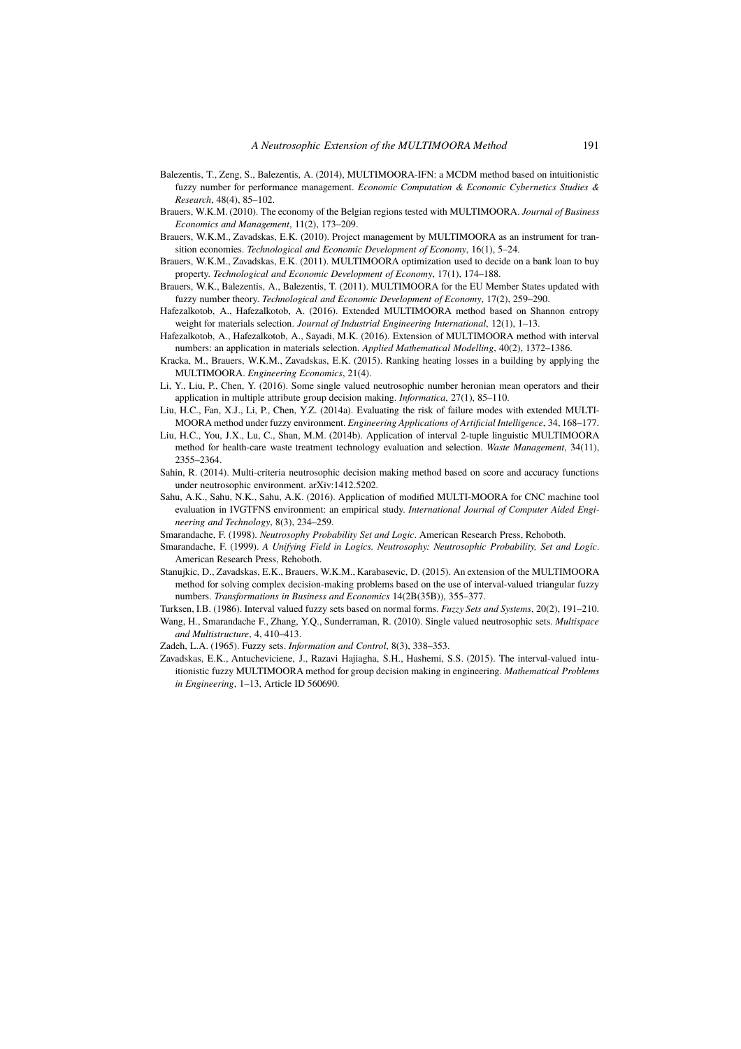Balezentis, T., Zeng, S., Balezentis, A. (2014), MULTIMOORA-IFN: a MCDM method based on intuitionistic fuzzy number for performance management. *Economic Computation & Economic Cybernetics Studies & Research*, 48(4), 85–102.

Brauers, W.K.M. (2010). The economy of the Belgian regions tested with MULTIMOORA. *Journal of Business Economics and Management*, 11(2), 173–209.

Brauers, W.K.M., Zavadskas, E.K. (2010). Project management by MULTIMOORA as an instrument for transition economies. *Technological and Economic Development of Economy*, 16(1), 5–24.

Brauers, W.K.M., Zavadskas, E.K. (2011). MULTIMOORA optimization used to decide on a bank loan to buy property. *Technological and Economic Development of Economy*, 17(1), 174–188.

Brauers, W.K., Balezentis, A., Balezentis, T. (2011). MULTIMOORA for the EU Member States updated with fuzzy number theory. *Technological and Economic Development of Economy*, 17(2), 259–290.

Hafezalkotob, A., Hafezalkotob, A. (2016). Extended MULTIMOORA method based on Shannon entropy weight for materials selection. *Journal of Industrial Engineering International*, 12(1), 1–13.

Hafezalkotob, A., Hafezalkotob, A., Sayadi, M.K. (2016). Extension of MULTIMOORA method with interval numbers: an application in materials selection. *Applied Mathematical Modelling*, 40(2), 1372–1386.

Kracka, M., Brauers, W.K.M., Zavadskas, E.K. (2015). Ranking heating losses in a building by applying the MULTIMOORA. *Engineering Economics*, 21(4).

Li, Y., Liu, P., Chen, Y. (2016). Some single valued neutrosophic number heronian mean operators and their application in multiple attribute group decision making. *Informatica*, 27(1), 85–110.

Liu, H.C., Fan, X.J., Li, P., Chen, Y.Z. (2014a). Evaluating the risk of failure modes with extended MULTIMOORA method under fuzzy environment. *Engineering Applications of Artificial Intelligence*, 34, 168–177.

Liu, H.C., You, J.X., Lu, C., Shan, M.M. (2014b). Application of interval 2-tuple linguistic MULTIMOORA method for health-care waste treatment technology evaluation and selection. *Waste Management*, 34(11), 2355–2364.

Sahin, R. (2014). Multi-criteria neutrosophic decision making method based on score and accuracy functions under neutrosophic environment. arXiv:1412.5202.

Sahu, A.K., Sahu, N.K., Sahu, A.K. (2016). Application of modified MULTI-MOORA for CNC machine tool evaluation in IVGTFNS environment: an empirical study. *International Journal of Computer Aided Engineering and Technology*, 8(3), 234–259.

Smarandache, F. (1998). *Neutrosophy Probability Set and Logic*. American Research Press, Rehoboth.

Smarandache, F. (1999). *A Unifying Field in Logics. Neutrosophy: Neutrosophic Probability, Set and Logic*. American Research Press, Rehoboth.

Stanujkic, D., Zavadskas, E.K., Brauers, W.K.M., Karabasevic, D. (2015). An extension of the MULTIMOORA method for solving complex decision-making problems based on the use of interval-valued triangular fuzzy numbers. *Transformations in Business and Economics* 14(2B(35B)), 355–377.

Turksen, I.B. (1986). Interval valued fuzzy sets based on normal forms. *Fuzzy Sets and Systems*, 20(2), 191–210.

Wang, H., Smarandache F., Zhang, Y.Q., Sunderraman, R. (2010). Single valued neutrosophic sets. *Multispace and Multistructure*, 4, 410–413.

Zadeh, L.A. (1965). Fuzzy sets. *Information and Control*, 8(3), 338–353.

Zavadskas, E.K., Antucheviciene, J., Razavi Hajiagha, S.H., Hashemi, S.S. (2015). The interval-valued intuitionistic fuzzy MULTIMOORA method for group decision making in engineering. *Mathematical Problems in Engineering*, 1–13, Article ID 560690.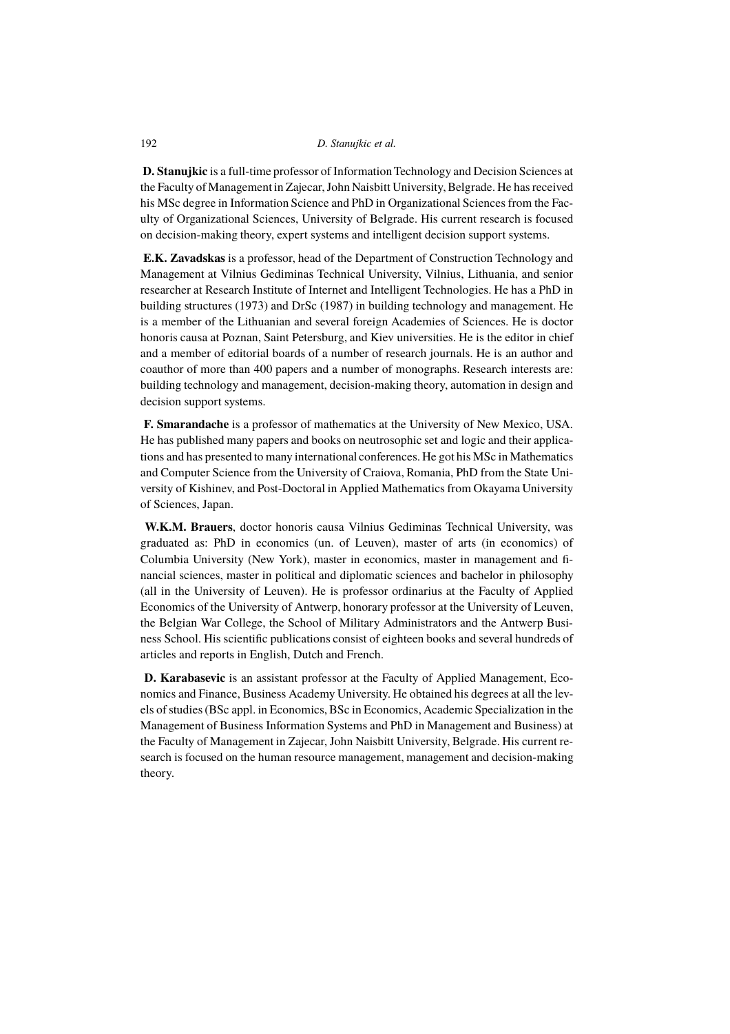**D. Stanujkic** is a full-time professor of Information Technology and Decision Sciences at the Faculty of Management in Zajecar, John Naisbitt University, Belgrade. He has received his MSc degree in Information Science and PhD in Organizational Sciences from the Faculty of Organizational Sciences, University of Belgrade. His current research is focused on decision-making theory, expert systems and intelligent decision support systems.

**E.K. Zavadskas** is a professor, head of the Department of Construction Technology and Management at Vilnius Gediminas Technical University, Vilnius, Lithuania, and senior researcher at Research Institute of Internet and Intelligent Technologies. He has a PhD in building structures (1973) and DrSc (1987) in building technology and management. He is a member of the Lithuanian and several foreign Academies of Sciences. He is doctor honoris causa at Poznan, Saint Petersburg, and Kiev universities. He is the editor in chief and a member of editorial boards of a number of research journals. He is an author and coauthor of more than 400 papers and a number of monographs. Research interests are: building technology and management, decision-making theory, automation in design and decision support systems.

**F. Smarandache** is a professor of mathematics at the University of New Mexico, USA. He has published many papers and books on neutrosophic set and logic and their applications and has presented to many international conferences. He got his MSc in Mathematics and Computer Science from the University of Craiova, Romania, PhD from the State University of Kishinev, and Post-Doctoral in Applied Mathematics from Okayama University of Sciences, Japan.

**W.K.M. Brauers**, doctor honoris causa Vilnius Gediminas Technical University, was graduated as: PhD in economics (un. of Leuven), master of arts (in economics) of Columbia University (New York), master in economics, master in management and financial sciences, master in political and diplomatic sciences and bachelor in philosophy (all in the University of Leuven). He is professor ordinarius at the Faculty of Applied Economics of the University of Antwerp, honorary professor at the University of Leuven, the Belgian War College, the School of Military Administrators and the Antwerp Business School. His scientific publications consist of eighteen books and several hundreds of articles and reports in English, Dutch and French.

**D. Karabasevic** is an assistant professor at the Faculty of Applied Management, Economics and Finance, Business Academy University. He obtained his degrees at all the levels of studies (BSc appl. in Economics, BSc in Economics, Academic Specialization in the Management of Business Information Systems and PhD in Management and Business) at the Faculty of Management in Zajecar, John Naisbitt University, Belgrade. His current research is focused on the human resource management, management and decision-making theory.